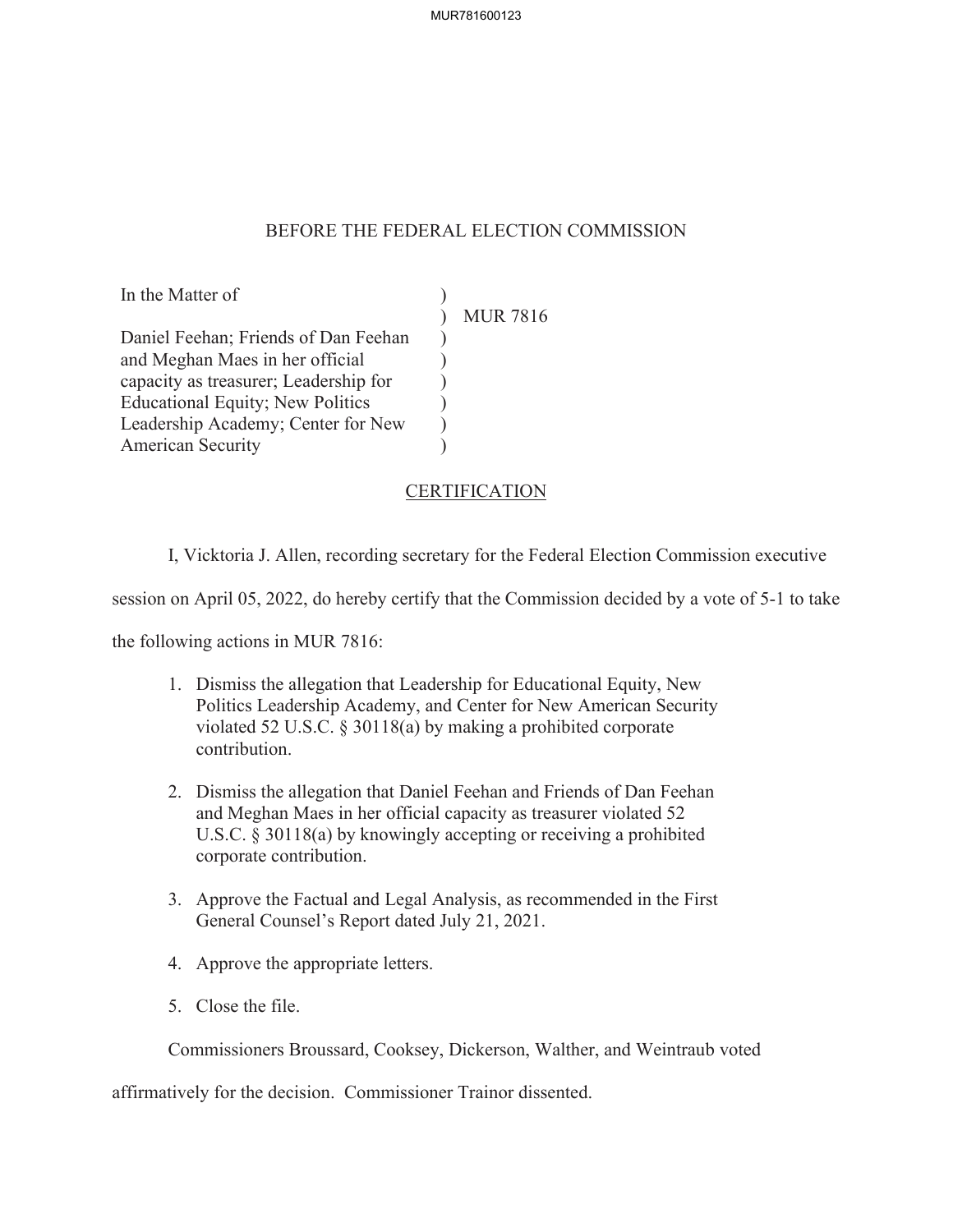# BEFORE THE FEDERAL ELECTION COMMISSION

| In the Matter of | |
|---|---|
| | MUR 7816 |
| Daniel Feehan; Friends of Dan Feehan and Meghan Maes in her official capacity as treasurer; Leadership for Educational Equity; New Politics Leadership Academy; Center for New American Security | |

## CERTIFICATION

I, Vicktoria J. Allen, recording secretary for the Federal Election Commission executive session on April 05, 2022, do hereby certify that the Commission decided by a vote of 5-1 to take the following actions in MUR 7816:

1. Dismiss the allegation that Leadership for Educational Equity, New Politics Leadership Academy, and Center for New American Security violated 52 U.S.C. § 30118(a) by making a prohibited corporate contribution.

2. Dismiss the allegation that Daniel Feehan and Friends of Dan Feehan and Meghan Maes in her official capacity as treasurer violated 52 U.S.C. § 30118(a) by knowingly accepting or receiving a prohibited corporate contribution.

3. Approve the Factual and Legal Analysis, as recommended in the First General Counsel's Report dated July 21, 2021.

4. Approve the appropriate letters.

5. Close the file.

Commissioners Broussard, Cooksey, Dickerson, Walther, and Weintraub voted affirmatively for the decision. Commissioner Trainor dissented.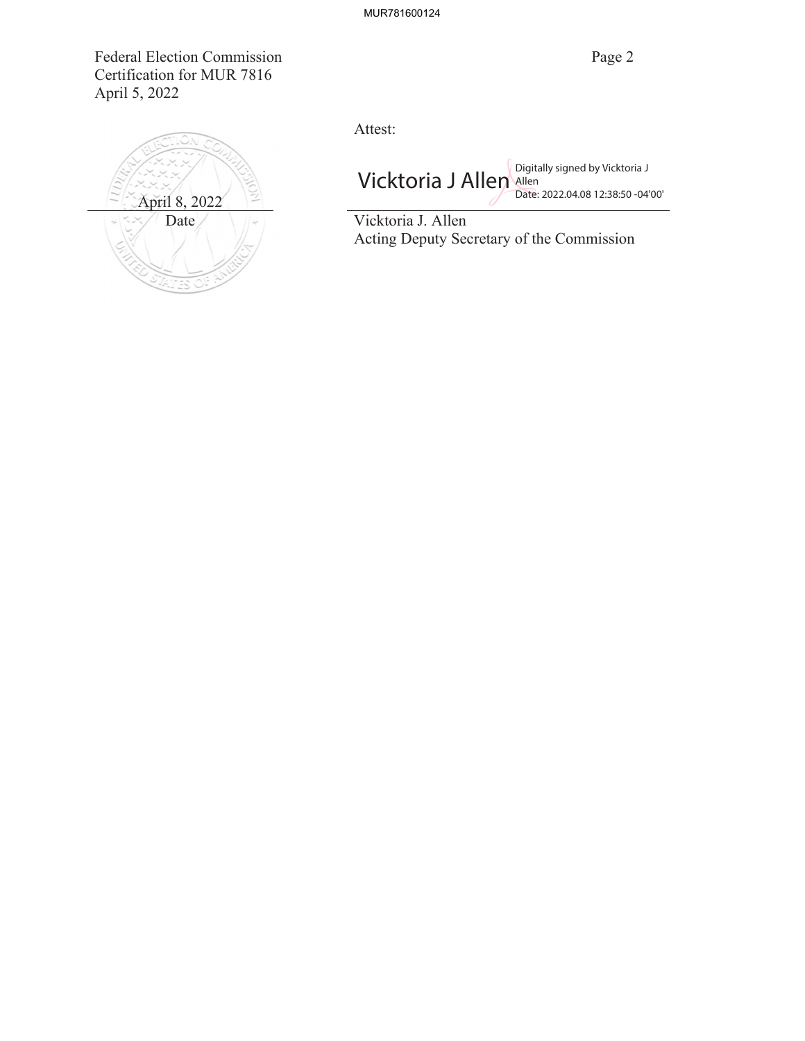Federal Election Commission
Certification for MUR 7816
April 5, 2022

Attest:

April 8, 2022
Date

Vicktoria J Allen
Digitally signed by Vicktoria J Allen
Date: 2022.04.08 12:38:50 -04'00'

Vicktoria J. Allen
Acting Deputy Secretary of the Commission